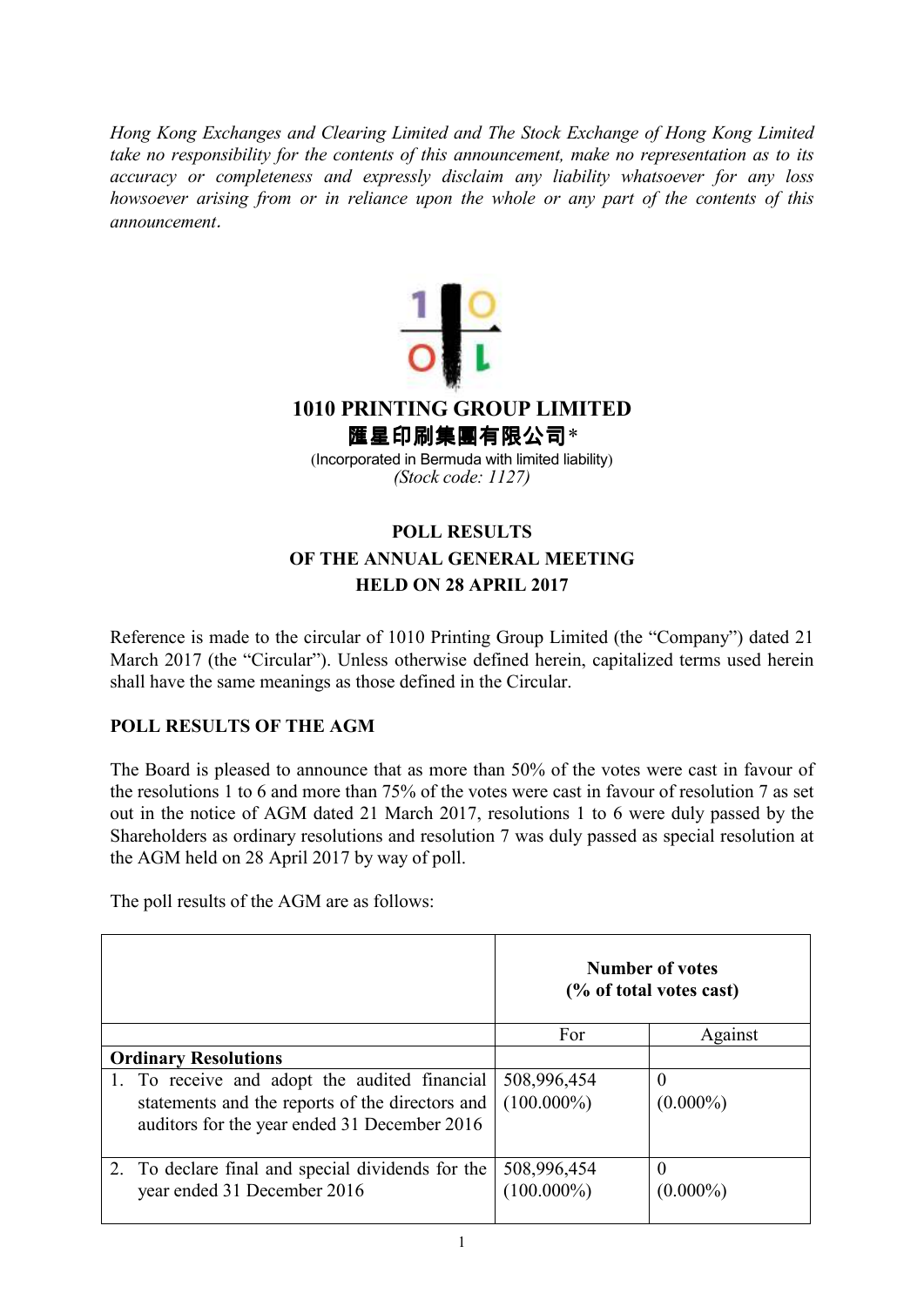*Hong Kong Exchanges and Clearing Limited and The Stock Exchange of Hong Kong Limited take no responsibility for the contents of this announcement, make no representation as to its accuracy or completeness and expressly disclaim any liability whatsoever for any loss howsoever arising from or in reliance upon the whole or any part of the contents of this announcement.*

# 1010 PRINTING GROUP LIMITED
# 匯星印刷集團有限公司*

(Incorporated in Bermuda with limited liability)
*(Stock code: 1127)*

## POLL RESULTS OF THE ANNUAL GENERAL MEETING HELD ON 28 APRIL 2017

Reference is made to the circular of 1010 Printing Group Limited (the "Company") dated 21 March 2017 (the "Circular"). Unless otherwise defined herein, capitalized terms used herein shall have the same meanings as those defined in the Circular.

**POLL RESULTS OF THE AGM**

The Board is pleased to announce that as more than 50% of the votes were cast in favour of the resolutions 1 to 6 and more than 75% of the votes were cast in favour of resolution 7 as set out in the notice of AGM dated 21 March 2017, resolutions 1 to 6 were duly passed by the Shareholders as ordinary resolutions and resolution 7 was duly passed as special resolution at the AGM held on 28 April 2017 by way of poll.

The poll results of the AGM are as follows:

| | **Number of votes (% of total votes cast)** | |
|---|---|---|
| | For | Against |
| **Ordinary Resolutions** | | |
| 1. To receive and adopt the audited financial statements and the reports of the directors and auditors for the year ended 31 December 2016 | 508,996,454 (100.000%) | 0 (0.000%) |
| 2. To declare final and special dividends for the year ended 31 December 2016 | 508,996,454 (100.000%) | 0 (0.000%) |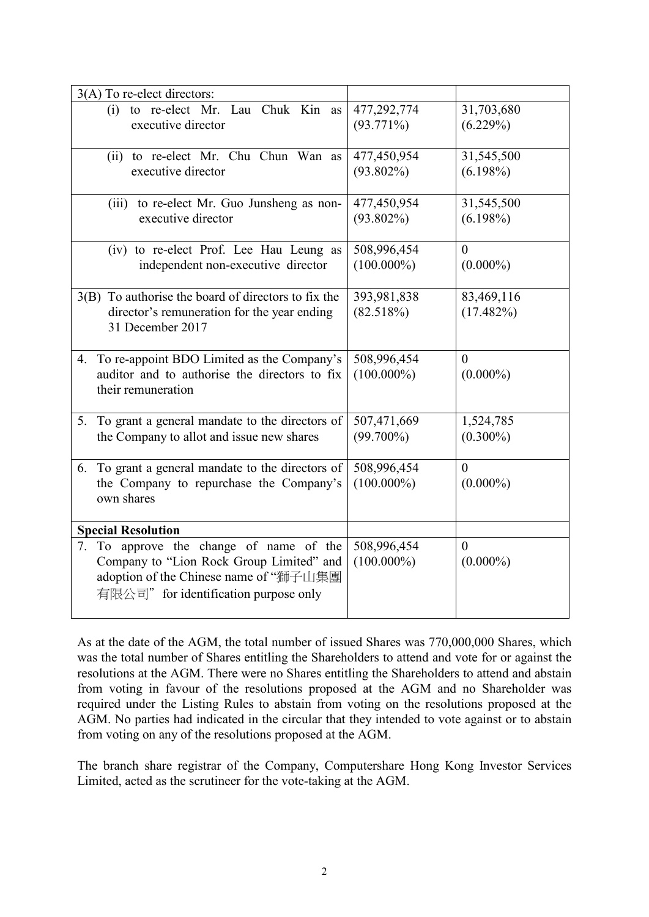| | | |
|---|---|---|
| 3(A) To re-elect directors: | | |
| (i) to re-elect Mr. Lau Chuk Kin as executive director | 477,292,774 (93.771%) | 31,703,680 (6.229%) |
| (ii) to re-elect Mr. Chu Chun Wan as executive director | 477,450,954 (93.802%) | 31,545,500 (6.198%) |
| (iii) to re-elect Mr. Guo Junsheng as non-executive director | 477,450,954 (93.802%) | 31,545,500 (6.198%) |
| (iv) to re-elect Prof. Lee Hau Leung as independent non-executive director | 508,996,454 (100.000%) | 0 (0.000%) |
| 3(B) To authorise the board of directors to fix the director's remuneration for the year ending 31 December 2017 | 393,981,838 (82.518%) | 83,469,116 (17.482%) |
| 4. To re-appoint BDO Limited as the Company's auditor and to authorise the directors to fix their remuneration | 508,996,454 (100.000%) | 0 (0.000%) |
| 5. To grant a general mandate to the directors of the Company to allot and issue new shares | 507,471,669 (99.700%) | 1,524,785 (0.300%) |
| 6. To grant a general mandate to the directors of the Company to repurchase the Company's own shares | 508,996,454 (100.000%) | 0 (0.000%) |
| **Special Resolution** | | |
| 7. To approve the change of name of the Company to "Lion Rock Group Limited" and adoption of the Chinese name of "獅子山集團有限公司" for identification purpose only | 508,996,454 (100.000%) | 0 (0.000%) |

As at the date of the AGM, the total number of issued Shares was 770,000,000 Shares, which was the total number of Shares entitling the Shareholders to attend and vote for or against the resolutions at the AGM. There were no Shares entitling the Shareholders to attend and abstain from voting in favour of the resolutions proposed at the AGM and no Shareholder was required under the Listing Rules to abstain from voting on the resolutions proposed at the AGM. No parties had indicated in the circular that they intended to vote against or to abstain from voting on any of the resolutions proposed at the AGM.

The branch share registrar of the Company, Computershare Hong Kong Investor Services Limited, acted as the scrutineer for the vote-taking at the AGM.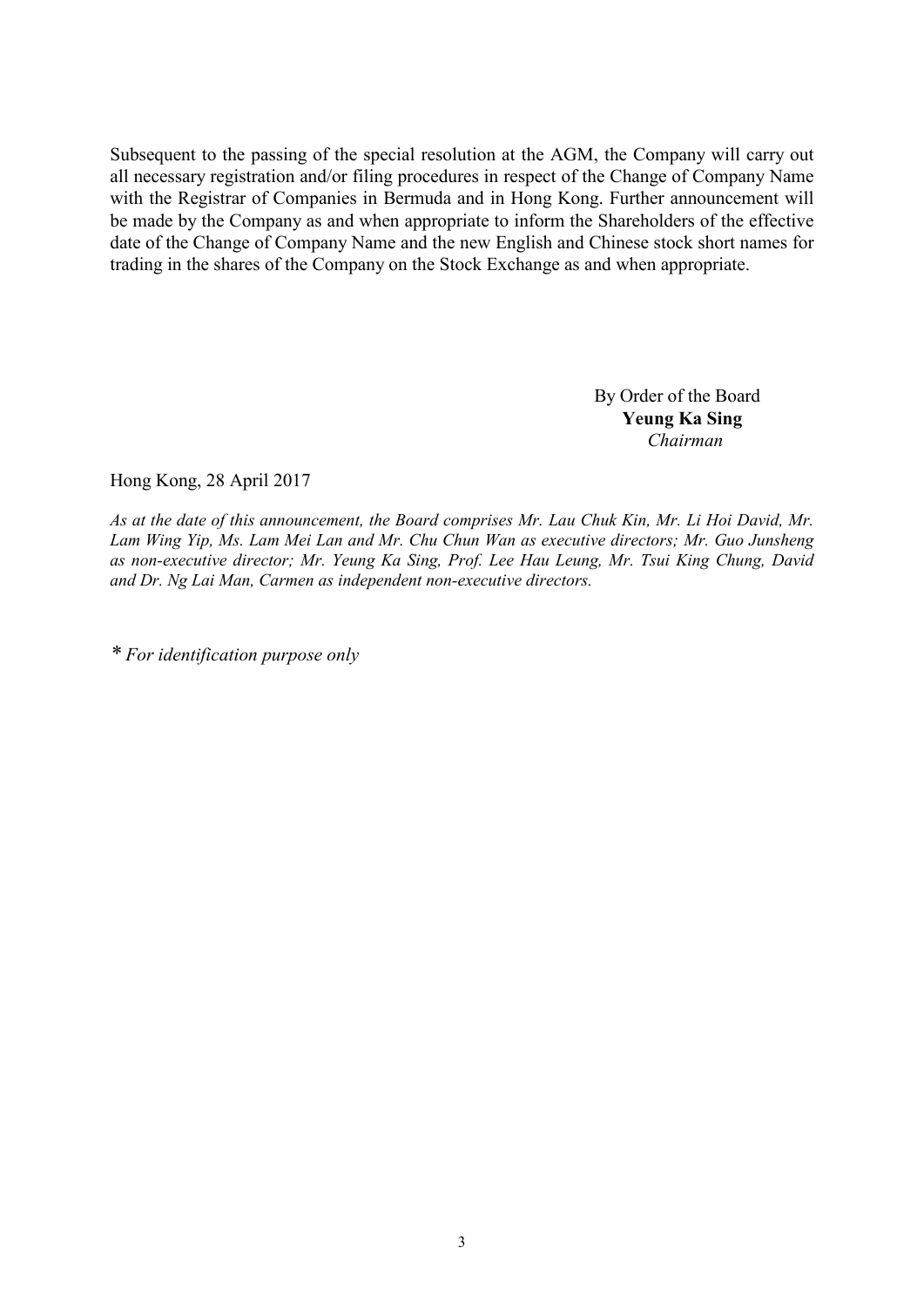Subsequent to the passing of the special resolution at the AGM, the Company will carry out all necessary registration and/or filing procedures in respect of the Change of Company Name with the Registrar of Companies in Bermuda and in Hong Kong. Further announcement will be made by the Company as and when appropriate to inform the Shareholders of the effective date of the Change of Company Name and the new English and Chinese stock short names for trading in the shares of the Company on the Stock Exchange as and when appropriate.

By Order of the Board
**Yeung Ka Sing**
*Chairman*

Hong Kong, 28 April 2017

*As at the date of this announcement, the Board comprises Mr. Lau Chuk Kin, Mr. Li Hoi David, Mr. Lam Wing Yip, Ms. Lam Mei Lan and Mr. Chu Chun Wan as executive directors; Mr. Guo Junsheng as non-executive director; Mr. Yeung Ka Sing, Prof. Lee Hau Leung, Mr. Tsui King Chung, David and Dr. Ng Lai Man, Carmen as independent non-executive directors.*

\* *For identification purpose only*